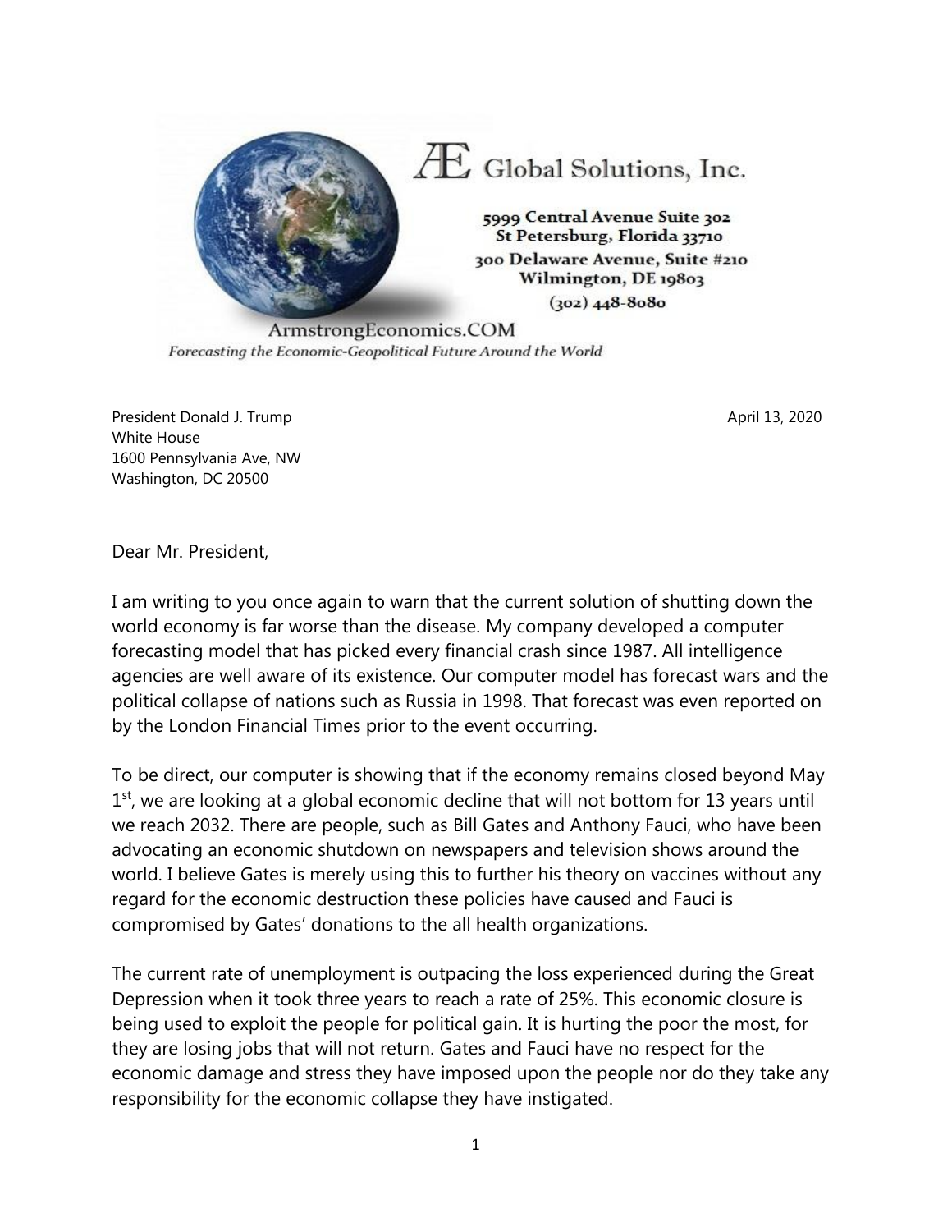ÆE Global Solutions, Inc.

5999 Central Avenue Suite 302
St Petersburg, Florida 33710
300 Delaware Avenue, Suite #210
Wilmington, DE 19803
(302) 448-8080

ArmstrongEconomics.COM

*Forecasting the Economic-Geopolitical Future Around the World*

President Donald J. Trump
White House
1600 Pennsylvania Ave, NW
Washington, DC 20500

April 13, 2020

Dear Mr. President,

I am writing to you once again to warn that the current solution of shutting down the world economy is far worse than the disease. My company developed a computer forecasting model that has picked every financial crash since 1987. All intelligence agencies are well aware of its existence. Our computer model has forecast wars and the political collapse of nations such as Russia in 1998. That forecast was even reported on by the London Financial Times prior to the event occurring.

To be direct, our computer is showing that if the economy remains closed beyond May 1st, we are looking at a global economic decline that will not bottom for 13 years until we reach 2032. There are people, such as Bill Gates and Anthony Fauci, who have been advocating an economic shutdown on newspapers and television shows around the world. I believe Gates is merely using this to further his theory on vaccines without any regard for the economic destruction these policies have caused and Fauci is compromised by Gates' donations to the all health organizations.

The current rate of unemployment is outpacing the loss experienced during the Great Depression when it took three years to reach a rate of 25%. This economic closure is being used to exploit the people for political gain. It is hurting the poor the most, for they are losing jobs that will not return. Gates and Fauci have no respect for the economic damage and stress they have imposed upon the people nor do they take any responsibility for the economic collapse they have instigated.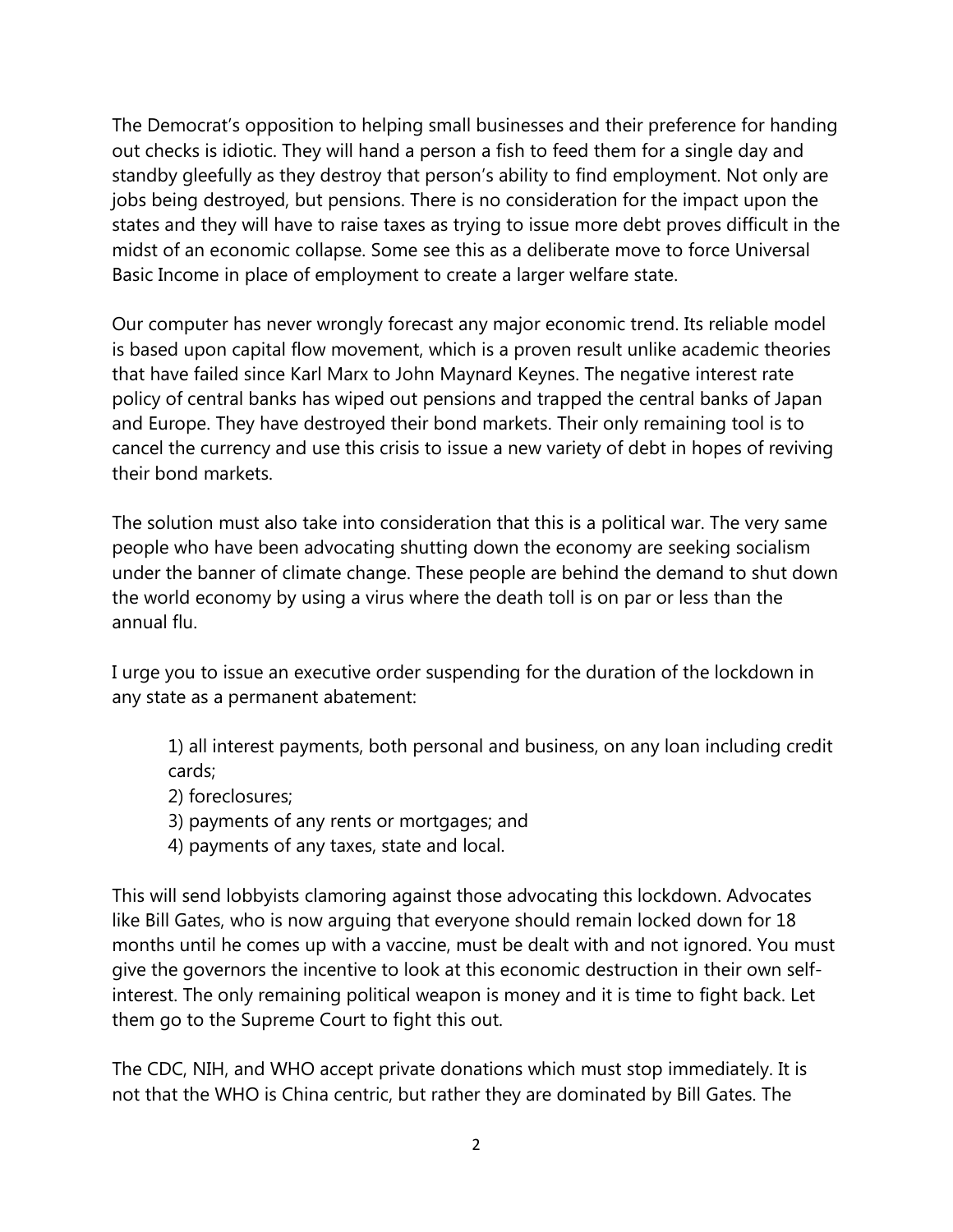The Democrat's opposition to helping small businesses and their preference for handing out checks is idiotic. They will hand a person a fish to feed them for a single day and standby gleefully as they destroy that person's ability to find employment. Not only are jobs being destroyed, but pensions. There is no consideration for the impact upon the states and they will have to raise taxes as trying to issue more debt proves difficult in the midst of an economic collapse. Some see this as a deliberate move to force Universal Basic Income in place of employment to create a larger welfare state.

Our computer has never wrongly forecast any major economic trend. Its reliable model is based upon capital flow movement, which is a proven result unlike academic theories that have failed since Karl Marx to John Maynard Keynes. The negative interest rate policy of central banks has wiped out pensions and trapped the central banks of Japan and Europe. They have destroyed their bond markets. Their only remaining tool is to cancel the currency and use this crisis to issue a new variety of debt in hopes of reviving their bond markets.

The solution must also take into consideration that this is a political war. The very same people who have been advocating shutting down the economy are seeking socialism under the banner of climate change. These people are behind the demand to shut down the world economy by using a virus where the death toll is on par or less than the annual flu.

I urge you to issue an executive order suspending for the duration of the lockdown in any state as a permanent abatement:

> 1) all interest payments, both personal and business, on any loan including credit cards;
> 2) foreclosures;
> 3) payments of any rents or mortgages; and
> 4) payments of any taxes, state and local.

This will send lobbyists clamoring against those advocating this lockdown. Advocates like Bill Gates, who is now arguing that everyone should remain locked down for 18 months until he comes up with a vaccine, must be dealt with and not ignored. You must give the governors the incentive to look at this economic destruction in their own self-interest. The only remaining political weapon is money and it is time to fight back. Let them go to the Supreme Court to fight this out.

The CDC, NIH, and WHO accept private donations which must stop immediately. It is not that the WHO is China centric, but rather they are dominated by Bill Gates. The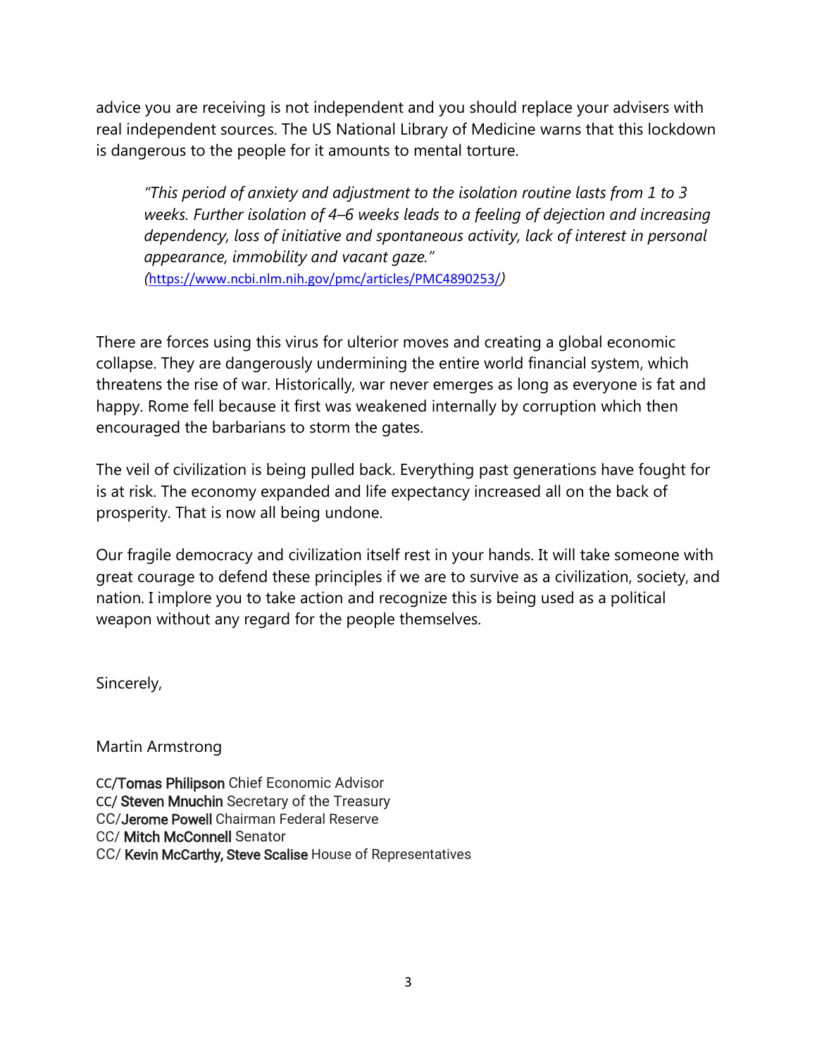advice you are receiving is not independent and you should replace your advisers with real independent sources. The US National Library of Medicine warns that this lockdown is dangerous to the people for it amounts to mental torture.

> *"This period of anxiety and adjustment to the isolation routine lasts from 1 to 3 weeks. Further isolation of 4–6 weeks leads to a feeling of dejection and increasing dependency, loss of initiative and spontaneous activity, lack of interest in personal appearance, immobility and vacant gaze."*
> *(*https://www.ncbi.nlm.nih.gov/pmc/articles/PMC4890253/*)*

There are forces using this virus for ulterior moves and creating a global economic collapse. They are dangerously undermining the entire world financial system, which threatens the rise of war. Historically, war never emerges as long as everyone is fat and happy. Rome fell because it first was weakened internally by corruption which then encouraged the barbarians to storm the gates.

The veil of civilization is being pulled back. Everything past generations have fought for is at risk. The economy expanded and life expectancy increased all on the back of prosperity. That is now all being undone.

Our fragile democracy and civilization itself rest in your hands. It will take someone with great courage to defend these principles if we are to survive as a civilization, society, and nation. I implore you to take action and recognize this is being used as a political weapon without any regard for the people themselves.

Sincerely,

Martin Armstrong

CC/**Tomas Philipson** Chief Economic Advisor
CC/ **Steven Mnuchin** Secretary of the Treasury
CC/**Jerome Powell** Chairman Federal Reserve
CC/ **Mitch McConnell** Senator
CC/ **Kevin McCarthy, Steve Scalise** House of Representatives